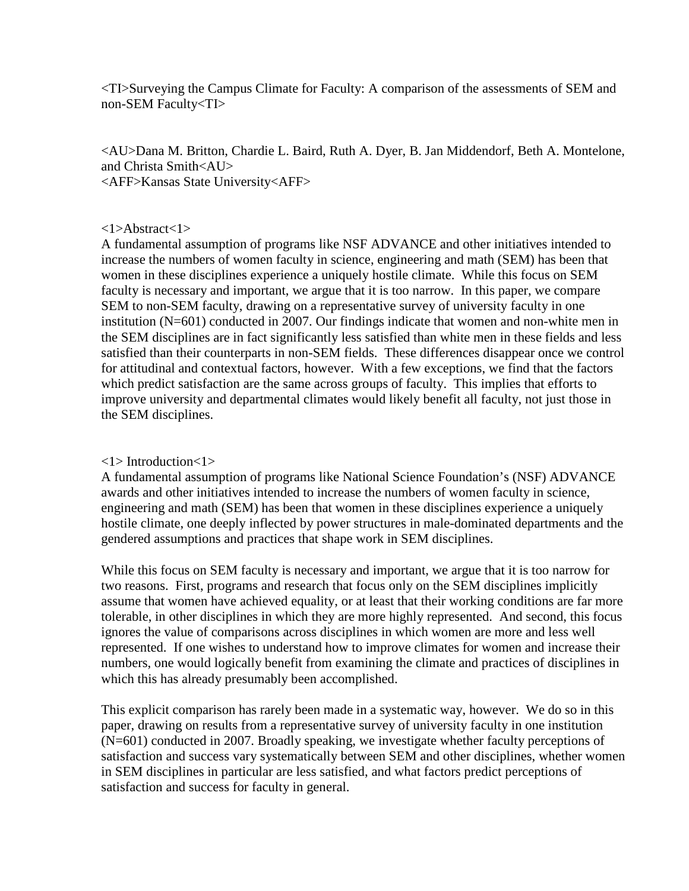# Surveying the Campus Climate for Faculty: A comparison of the assessments of SEM and non-SEM Faculty

Dana M. Britton, Chardie L. Baird, Ruth A. Dyer, B. Jan Middendorf, Beth A. Montelone, and Christa Smith

Kansas State University

## Abstract

A fundamental assumption of programs like NSF ADVANCE and other initiatives intended to increase the numbers of women faculty in science, engineering and math (SEM) has been that women in these disciplines experience a uniquely hostile climate. While this focus on SEM faculty is necessary and important, we argue that it is too narrow. In this paper, we compare SEM to non-SEM faculty, drawing on a representative survey of university faculty in one institution (N=601) conducted in 2007. Our findings indicate that women and non-white men in the SEM disciplines are in fact significantly less satisfied than white men in these fields and less satisfied than their counterparts in non-SEM fields. These differences disappear once we control for attitudinal and contextual factors, however. With a few exceptions, we find that the factors which predict satisfaction are the same across groups of faculty. This implies that efforts to improve university and departmental climates would likely benefit all faculty, not just those in the SEM disciplines.

## Introduction

A fundamental assumption of programs like National Science Foundation's (NSF) ADVANCE awards and other initiatives intended to increase the numbers of women faculty in science, engineering and math (SEM) has been that women in these disciplines experience a uniquely hostile climate, one deeply inflected by power structures in male-dominated departments and the gendered assumptions and practices that shape work in SEM disciplines.

While this focus on SEM faculty is necessary and important, we argue that it is too narrow for two reasons. First, programs and research that focus only on the SEM disciplines implicitly assume that women have achieved equality, or at least that their working conditions are far more tolerable, in other disciplines in which they are more highly represented. And second, this focus ignores the value of comparisons across disciplines in which women are more and less well represented. If one wishes to understand how to improve climates for women and increase their numbers, one would logically benefit from examining the climate and practices of disciplines in which this has already presumably been accomplished.

This explicit comparison has rarely been made in a systematic way, however. We do so in this paper, drawing on results from a representative survey of university faculty in one institution (N=601) conducted in 2007. Broadly speaking, we investigate whether faculty perceptions of satisfaction and success vary systematically between SEM and other disciplines, whether women in SEM disciplines in particular are less satisfied, and what factors predict perceptions of satisfaction and success for faculty in general.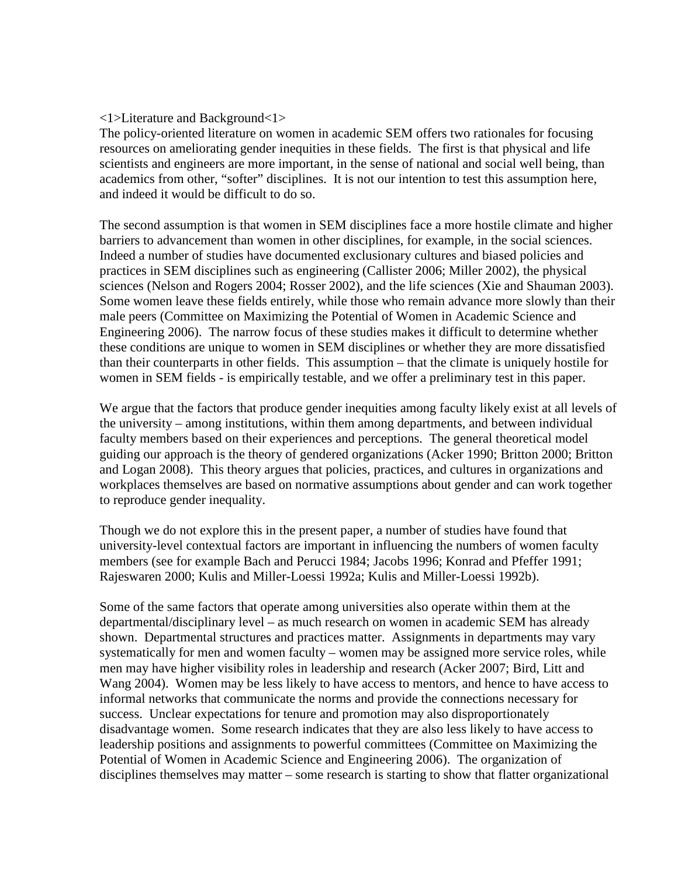<1>Literature and Background<1>

The policy-oriented literature on women in academic SEM offers two rationales for focusing resources on ameliorating gender inequities in these fields. The first is that physical and life scientists and engineers are more important, in the sense of national and social well being, than academics from other, "softer" disciplines. It is not our intention to test this assumption here, and indeed it would be difficult to do so.

The second assumption is that women in SEM disciplines face a more hostile climate and higher barriers to advancement than women in other disciplines, for example, in the social sciences. Indeed a number of studies have documented exclusionary cultures and biased policies and practices in SEM disciplines such as engineering (Callister 2006; Miller 2002), the physical sciences (Nelson and Rogers 2004; Rosser 2002), and the life sciences (Xie and Shauman 2003). Some women leave these fields entirely, while those who remain advance more slowly than their male peers (Committee on Maximizing the Potential of Women in Academic Science and Engineering 2006). The narrow focus of these studies makes it difficult to determine whether these conditions are unique to women in SEM disciplines or whether they are more dissatisfied than their counterparts in other fields. This assumption – that the climate is uniquely hostile for women in SEM fields - is empirically testable, and we offer a preliminary test in this paper.

We argue that the factors that produce gender inequities among faculty likely exist at all levels of the university – among institutions, within them among departments, and between individual faculty members based on their experiences and perceptions. The general theoretical model guiding our approach is the theory of gendered organizations (Acker 1990; Britton 2000; Britton and Logan 2008). This theory argues that policies, practices, and cultures in organizations and workplaces themselves are based on normative assumptions about gender and can work together to reproduce gender inequality.

Though we do not explore this in the present paper, a number of studies have found that university-level contextual factors are important in influencing the numbers of women faculty members (see for example Bach and Perucci 1984; Jacobs 1996; Konrad and Pfeffer 1991; Rajeswaren 2000; Kulis and Miller-Loessi 1992a; Kulis and Miller-Loessi 1992b).

Some of the same factors that operate among universities also operate within them at the departmental/disciplinary level – as much research on women in academic SEM has already shown. Departmental structures and practices matter. Assignments in departments may vary systematically for men and women faculty – women may be assigned more service roles, while men may have higher visibility roles in leadership and research (Acker 2007; Bird, Litt and Wang 2004). Women may be less likely to have access to mentors, and hence to have access to informal networks that communicate the norms and provide the connections necessary for success. Unclear expectations for tenure and promotion may also disproportionately disadvantage women. Some research indicates that they are also less likely to have access to leadership positions and assignments to powerful committees (Committee on Maximizing the Potential of Women in Academic Science and Engineering 2006). The organization of disciplines themselves may matter – some research is starting to show that flatter organizational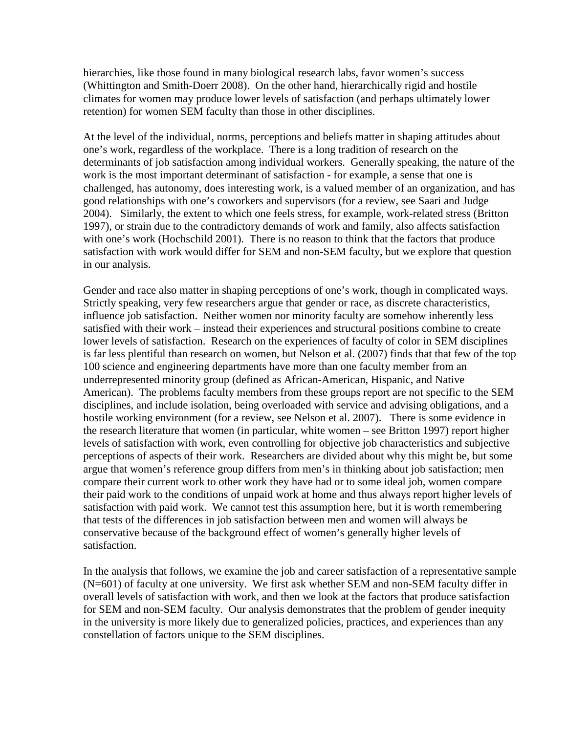hierarchies, like those found in many biological research labs, favor women's success (Whittington and Smith-Doerr 2008). On the other hand, hierarchically rigid and hostile climates for women may produce lower levels of satisfaction (and perhaps ultimately lower retention) for women SEM faculty than those in other disciplines.

At the level of the individual, norms, perceptions and beliefs matter in shaping attitudes about one's work, regardless of the workplace. There is a long tradition of research on the determinants of job satisfaction among individual workers. Generally speaking, the nature of the work is the most important determinant of satisfaction - for example, a sense that one is challenged, has autonomy, does interesting work, is a valued member of an organization, and has good relationships with one's coworkers and supervisors (for a review, see Saari and Judge 2004). Similarly, the extent to which one feels stress, for example, work-related stress (Britton 1997), or strain due to the contradictory demands of work and family, also affects satisfaction with one's work (Hochschild 2001). There is no reason to think that the factors that produce satisfaction with work would differ for SEM and non-SEM faculty, but we explore that question in our analysis.

Gender and race also matter in shaping perceptions of one's work, though in complicated ways. Strictly speaking, very few researchers argue that gender or race, as discrete characteristics, influence job satisfaction. Neither women nor minority faculty are somehow inherently less satisfied with their work – instead their experiences and structural positions combine to create lower levels of satisfaction. Research on the experiences of faculty of color in SEM disciplines is far less plentiful than research on women, but Nelson et al. (2007) finds that that few of the top 100 science and engineering departments have more than one faculty member from an underrepresented minority group (defined as African-American, Hispanic, and Native American). The problems faculty members from these groups report are not specific to the SEM disciplines, and include isolation, being overloaded with service and advising obligations, and a hostile working environment (for a review, see Nelson et al. 2007). There is some evidence in the research literature that women (in particular, white women – see Britton 1997) report higher levels of satisfaction with work, even controlling for objective job characteristics and subjective perceptions of aspects of their work. Researchers are divided about why this might be, but some argue that women's reference group differs from men's in thinking about job satisfaction; men compare their current work to other work they have had or to some ideal job, women compare their paid work to the conditions of unpaid work at home and thus always report higher levels of satisfaction with paid work. We cannot test this assumption here, but it is worth remembering that tests of the differences in job satisfaction between men and women will always be conservative because of the background effect of women's generally higher levels of satisfaction.

In the analysis that follows, we examine the job and career satisfaction of a representative sample (N=601) of faculty at one university. We first ask whether SEM and non-SEM faculty differ in overall levels of satisfaction with work, and then we look at the factors that produce satisfaction for SEM and non-SEM faculty. Our analysis demonstrates that the problem of gender inequity in the university is more likely due to generalized policies, practices, and experiences than any constellation of factors unique to the SEM disciplines.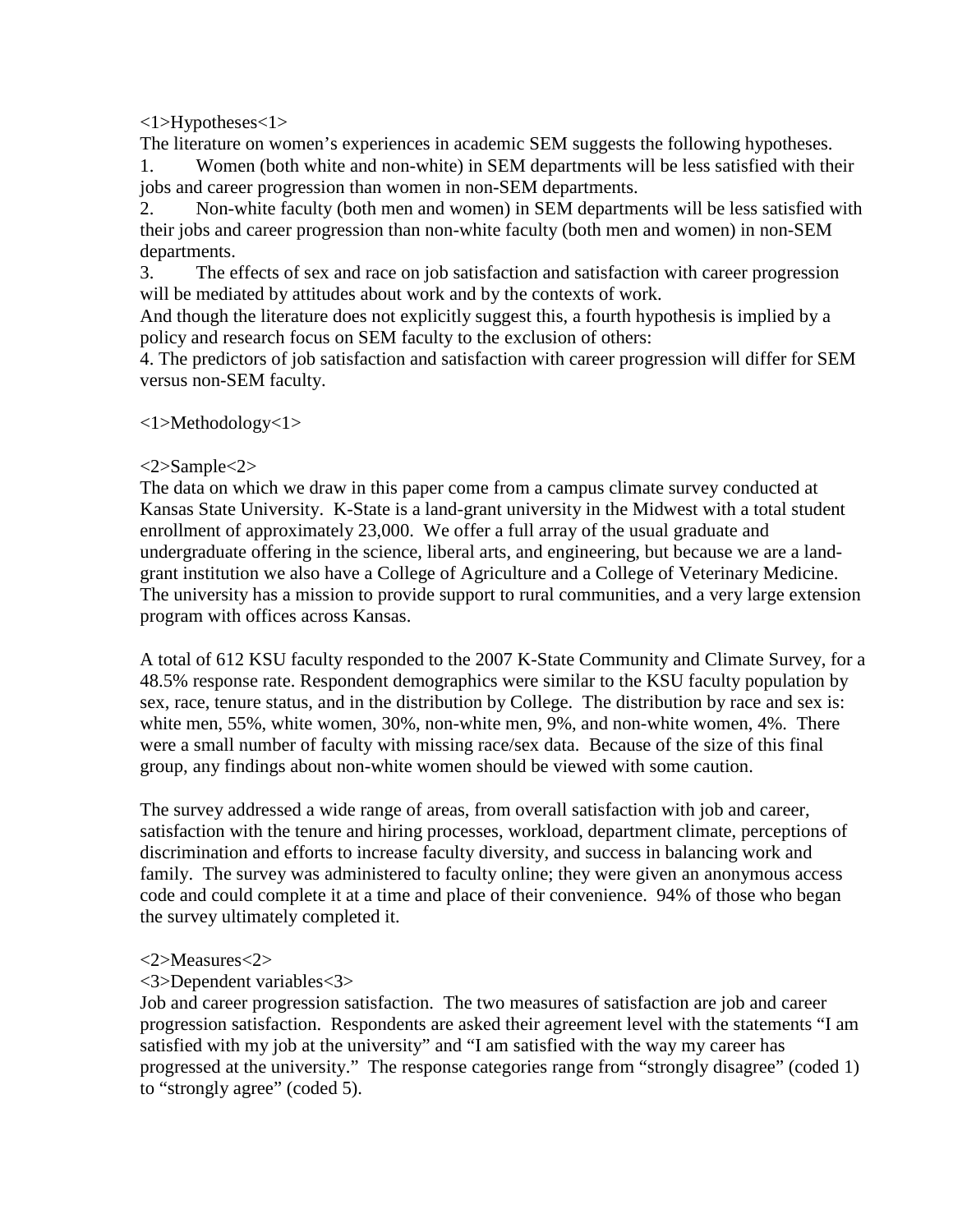# Hypotheses

The literature on women's experiences in academic SEM suggests the following hypotheses.

1. Women (both white and non-white) in SEM departments will be less satisfied with their jobs and career progression than women in non-SEM departments.
2. Non-white faculty (both men and women) in SEM departments will be less satisfied with their jobs and career progression than non-white faculty (both men and women) in non-SEM departments.
3. The effects of sex and race on job satisfaction and satisfaction with career progression will be mediated by attitudes about work and by the contexts of work.

And though the literature does not explicitly suggest this, a fourth hypothesis is implied by a policy and research focus on SEM faculty to the exclusion of others:

4. The predictors of job satisfaction and satisfaction with career progression will differ for SEM versus non-SEM faculty.

# Methodology

## Sample

The data on which we draw in this paper come from a campus climate survey conducted at Kansas State University. K-State is a land-grant university in the Midwest with a total student enrollment of approximately 23,000. We offer a full array of the usual graduate and undergraduate offering in the science, liberal arts, and engineering, but because we are a land-grant institution we also have a College of Agriculture and a College of Veterinary Medicine. The university has a mission to provide support to rural communities, and a very large extension program with offices across Kansas.

A total of 612 KSU faculty responded to the 2007 K-State Community and Climate Survey, for a 48.5% response rate. Respondent demographics were similar to the KSU faculty population by sex, race, tenure status, and in the distribution by College. The distribution by race and sex is: white men, 55%, white women, 30%, non-white men, 9%, and non-white women, 4%. There were a small number of faculty with missing race/sex data. Because of the size of this final group, any findings about non-white women should be viewed with some caution.

The survey addressed a wide range of areas, from overall satisfaction with job and career, satisfaction with the tenure and hiring processes, workload, department climate, perceptions of discrimination and efforts to increase faculty diversity, and success in balancing work and family. The survey was administered to faculty online; they were given an anonymous access code and could complete it at a time and place of their convenience. 94% of those who began the survey ultimately completed it.

## Measures

### Dependent variables

Job and career progression satisfaction. The two measures of satisfaction are job and career progression satisfaction. Respondents are asked their agreement level with the statements "I am satisfied with my job at the university" and "I am satisfied with the way my career has progressed at the university." The response categories range from "strongly disagree" (coded 1) to "strongly agree" (coded 5).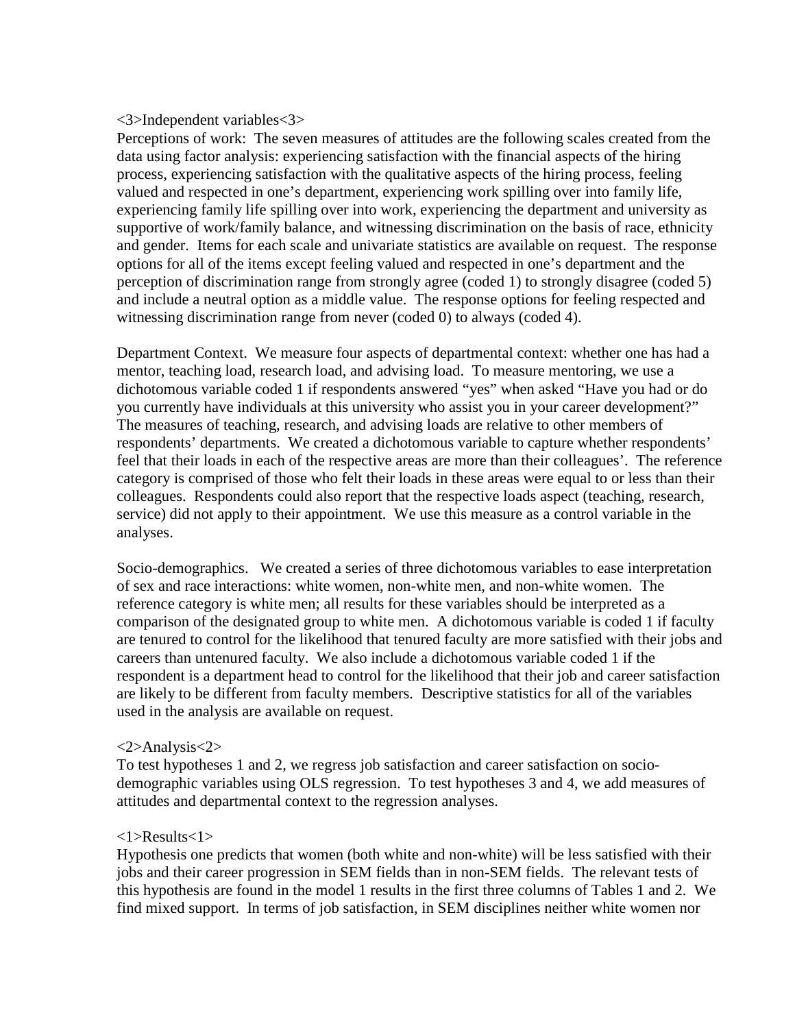### Independent variables

Perceptions of work: The seven measures of attitudes are the following scales created from the data using factor analysis: experiencing satisfaction with the financial aspects of the hiring process, experiencing satisfaction with the qualitative aspects of the hiring process, feeling valued and respected in one's department, experiencing work spilling over into family life, experiencing family life spilling over into work, experiencing the department and university as supportive of work/family balance, and witnessing discrimination on the basis of race, ethnicity and gender. Items for each scale and univariate statistics are available on request. The response options for all of the items except feeling valued and respected in one's department and the perception of discrimination range from strongly agree (coded 1) to strongly disagree (coded 5) and include a neutral option as a middle value. The response options for feeling respected and witnessing discrimination range from never (coded 0) to always (coded 4).

Department Context. We measure four aspects of departmental context: whether one has had a mentor, teaching load, research load, and advising load. To measure mentoring, we use a dichotomous variable coded 1 if respondents answered "yes" when asked "Have you had or do you currently have individuals at this university who assist you in your career development?" The measures of teaching, research, and advising loads are relative to other members of respondents' departments. We created a dichotomous variable to capture whether respondents' feel that their loads in each of the respective areas are more than their colleagues'. The reference category is comprised of those who felt their loads in these areas were equal to or less than their colleagues. Respondents could also report that the respective loads aspect (teaching, research, service) did not apply to their appointment. We use this measure as a control variable in the analyses.

Socio-demographics. We created a series of three dichotomous variables to ease interpretation of sex and race interactions: white women, non-white men, and non-white women. The reference category is white men; all results for these variables should be interpreted as a comparison of the designated group to white men. A dichotomous variable is coded 1 if faculty are tenured to control for the likelihood that tenured faculty are more satisfied with their jobs and careers than untenured faculty. We also include a dichotomous variable coded 1 if the respondent is a department head to control for the likelihood that their job and career satisfaction are likely to be different from faculty members. Descriptive statistics for all of the variables used in the analysis are available on request.

## Analysis

To test hypotheses 1 and 2, we regress job satisfaction and career satisfaction on socio-demographic variables using OLS regression. To test hypotheses 3 and 4, we add measures of attitudes and departmental context to the regression analyses.

# Results

Hypothesis one predicts that women (both white and non-white) will be less satisfied with their jobs and their career progression in SEM fields than in non-SEM fields. The relevant tests of this hypothesis are found in the model 1 results in the first three columns of Tables 1 and 2. We find mixed support. In terms of job satisfaction, in SEM disciplines neither white women nor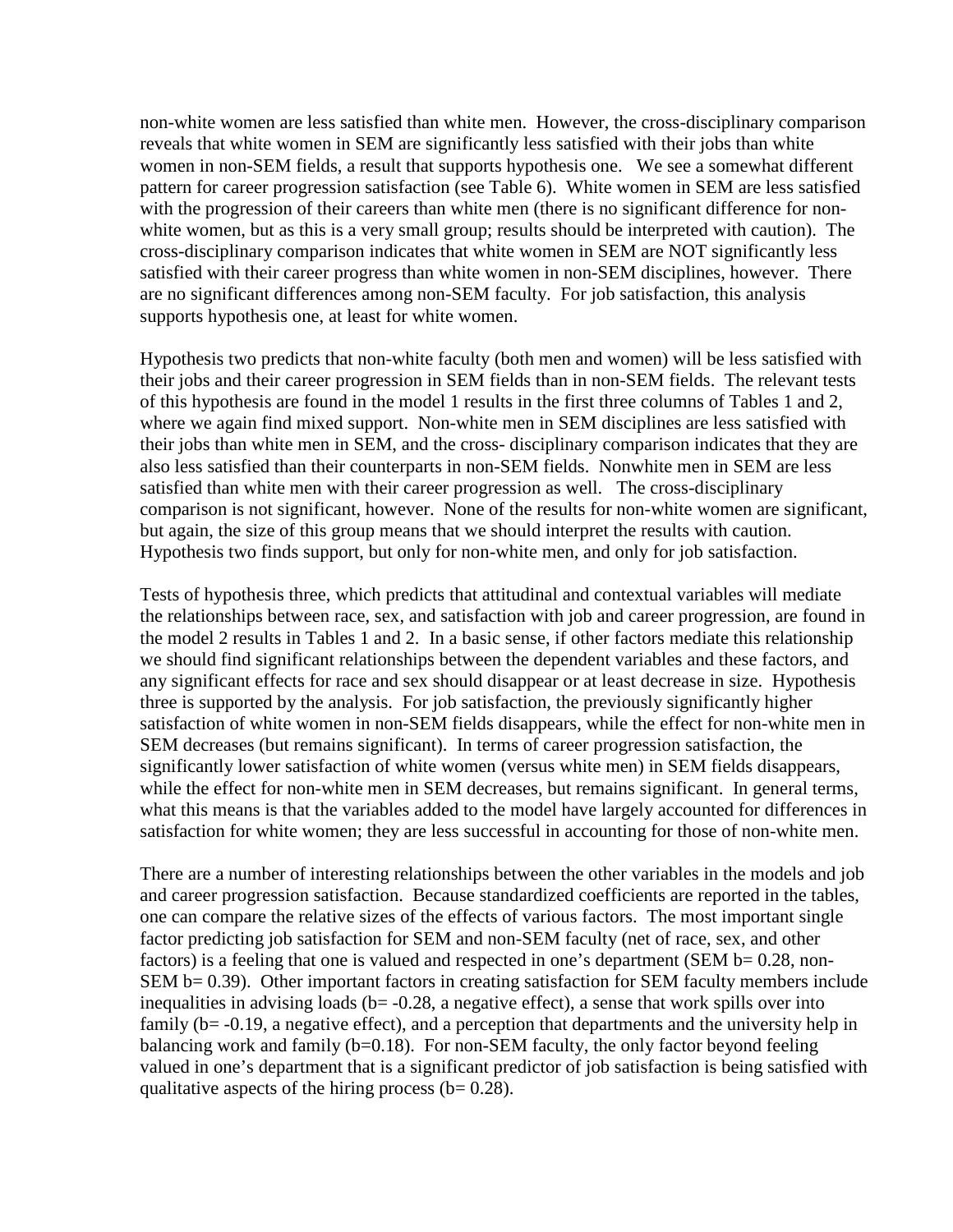non-white women are less satisfied than white men. However, the cross-disciplinary comparison reveals that white women in SEM are significantly less satisfied with their jobs than white women in non-SEM fields, a result that supports hypothesis one. We see a somewhat different pattern for career progression satisfaction (see Table 6). White women in SEM are less satisfied with the progression of their careers than white men (there is no significant difference for non-white women, but as this is a very small group; results should be interpreted with caution). The cross-disciplinary comparison indicates that white women in SEM are NOT significantly less satisfied with their career progress than white women in non-SEM disciplines, however. There are no significant differences among non-SEM faculty. For job satisfaction, this analysis supports hypothesis one, at least for white women.

Hypothesis two predicts that non-white faculty (both men and women) will be less satisfied with their jobs and their career progression in SEM fields than in non-SEM fields. The relevant tests of this hypothesis are found in the model 1 results in the first three columns of Tables 1 and 2, where we again find mixed support. Non-white men in SEM disciplines are less satisfied with their jobs than white men in SEM, and the cross- disciplinary comparison indicates that they are also less satisfied than their counterparts in non-SEM fields. Nonwhite men in SEM are less satisfied than white men with their career progression as well. The cross-disciplinary comparison is not significant, however. None of the results for non-white women are significant, but again, the size of this group means that we should interpret the results with caution. Hypothesis two finds support, but only for non-white men, and only for job satisfaction.

Tests of hypothesis three, which predicts that attitudinal and contextual variables will mediate the relationships between race, sex, and satisfaction with job and career progression, are found in the model 2 results in Tables 1 and 2. In a basic sense, if other factors mediate this relationship we should find significant relationships between the dependent variables and these factors, and any significant effects for race and sex should disappear or at least decrease in size. Hypothesis three is supported by the analysis. For job satisfaction, the previously significantly higher satisfaction of white women in non-SEM fields disappears, while the effect for non-white men in SEM decreases (but remains significant). In terms of career progression satisfaction, the significantly lower satisfaction of white women (versus white men) in SEM fields disappears, while the effect for non-white men in SEM decreases, but remains significant. In general terms, what this means is that the variables added to the model have largely accounted for differences in satisfaction for white women; they are less successful in accounting for those of non-white men.

There are a number of interesting relationships between the other variables in the models and job and career progression satisfaction. Because standardized coefficients are reported in the tables, one can compare the relative sizes of the effects of various factors. The most important single factor predicting job satisfaction for SEM and non-SEM faculty (net of race, sex, and other factors) is a feeling that one is valued and respected in one's department (SEM b= 0.28, non-SEM b= 0.39). Other important factors in creating satisfaction for SEM faculty members include inequalities in advising loads (b= -0.28, a negative effect), a sense that work spills over into family (b= -0.19, a negative effect), and a perception that departments and the university help in balancing work and family (b=0.18). For non-SEM faculty, the only factor beyond feeling valued in one's department that is a significant predictor of job satisfaction is being satisfied with qualitative aspects of the hiring process (b= 0.28).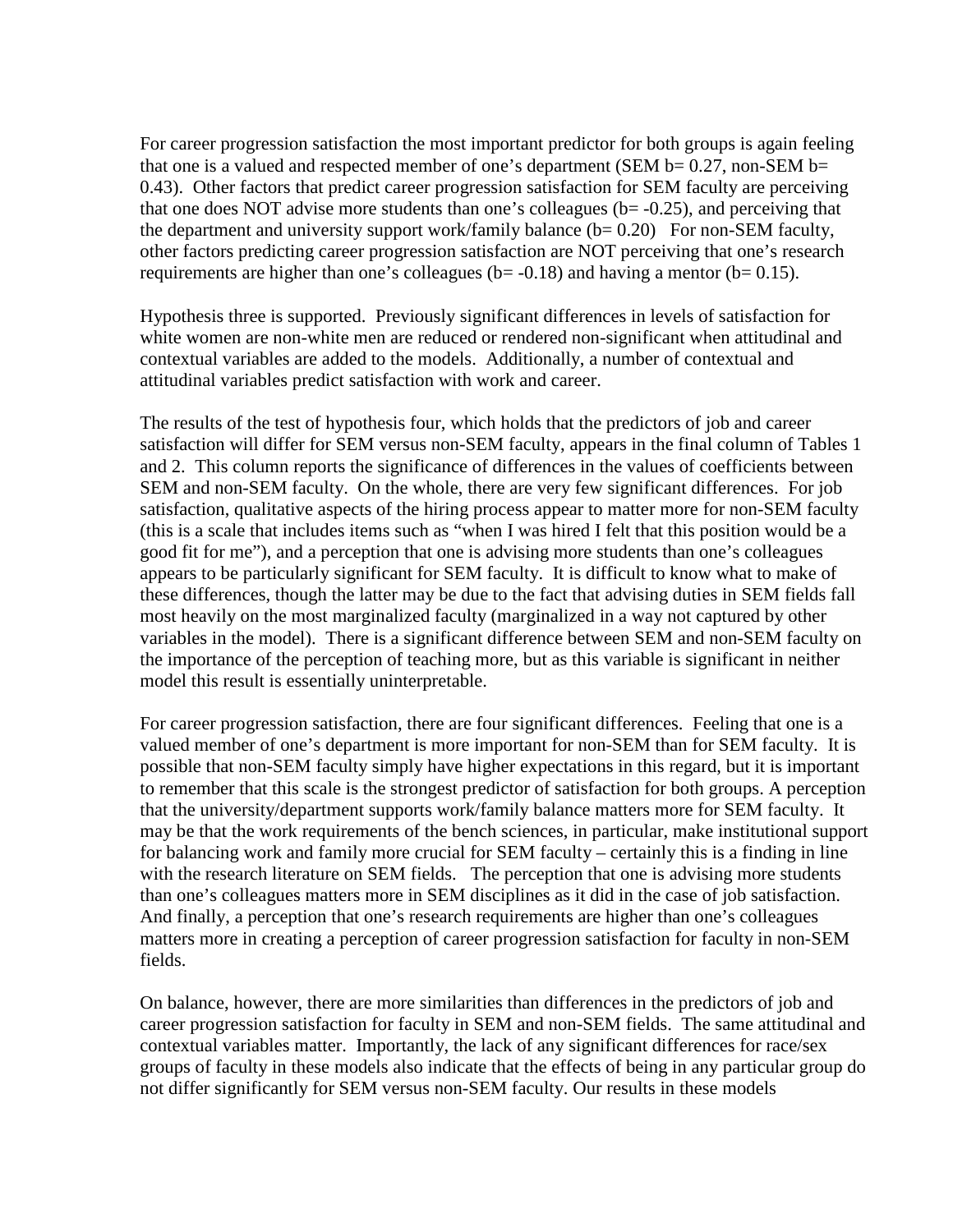For career progression satisfaction the most important predictor for both groups is again feeling that one is a valued and respected member of one's department (SEM $b = 0.27$, non-SEM $b = 0.43$). Other factors that predict career progression satisfaction for SEM faculty are perceiving that one does NOT advise more students than one's colleagues ($b = -0.25$), and perceiving that the department and university support work/family balance ($b = 0.20$) For non-SEM faculty, other factors predicting career progression satisfaction are NOT perceiving that one's research requirements are higher than one's colleagues ($b = -0.18$) and having a mentor ($b = 0.15$).

Hypothesis three is supported. Previously significant differences in levels of satisfaction for white women are non-white men are reduced or rendered non-significant when attitudinal and contextual variables are added to the models. Additionally, a number of contextual and attitudinal variables predict satisfaction with work and career.

The results of the test of hypothesis four, which holds that the predictors of job and career satisfaction will differ for SEM versus non-SEM faculty, appears in the final column of Tables 1 and 2. This column reports the significance of differences in the values of coefficients between SEM and non-SEM faculty. On the whole, there are very few significant differences. For job satisfaction, qualitative aspects of the hiring process appear to matter more for non-SEM faculty (this is a scale that includes items such as "when I was hired I felt that this position would be a good fit for me"), and a perception that one is advising more students than one's colleagues appears to be particularly significant for SEM faculty. It is difficult to know what to make of these differences, though the latter may be due to the fact that advising duties in SEM fields fall most heavily on the most marginalized faculty (marginalized in a way not captured by other variables in the model). There is a significant difference between SEM and non-SEM faculty on the importance of the perception of teaching more, but as this variable is significant in neither model this result is essentially uninterpretable.

For career progression satisfaction, there are four significant differences. Feeling that one is a valued member of one's department is more important for non-SEM than for SEM faculty. It is possible that non-SEM faculty simply have higher expectations in this regard, but it is important to remember that this scale is the strongest predictor of satisfaction for both groups. A perception that the university/department supports work/family balance matters more for SEM faculty. It may be that the work requirements of the bench sciences, in particular, make institutional support for balancing work and family more crucial for SEM faculty – certainly this is a finding in line with the research literature on SEM fields. The perception that one is advising more students than one's colleagues matters more in SEM disciplines as it did in the case of job satisfaction. And finally, a perception that one's research requirements are higher than one's colleagues matters more in creating a perception of career progression satisfaction for faculty in non-SEM fields.

On balance, however, there are more similarities than differences in the predictors of job and career progression satisfaction for faculty in SEM and non-SEM fields. The same attitudinal and contextual variables matter. Importantly, the lack of any significant differences for race/sex groups of faculty in these models also indicate that the effects of being in any particular group do not differ significantly for SEM versus non-SEM faculty. Our results in these models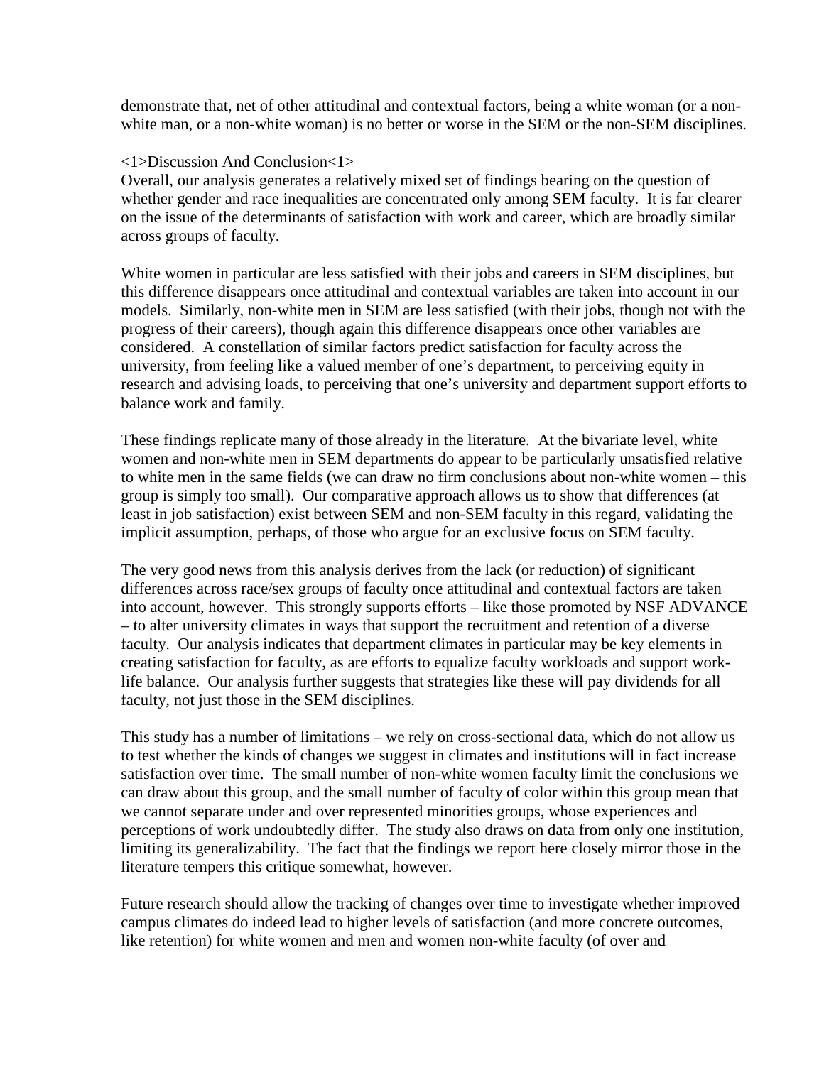demonstrate that, net of other attitudinal and contextual factors, being a white woman (or a non-white man, or a non-white woman) is no better or worse in the SEM or the non-SEM disciplines.

# Discussion And Conclusion

Overall, our analysis generates a relatively mixed set of findings bearing on the question of whether gender and race inequalities are concentrated only among SEM faculty. It is far clearer on the issue of the determinants of satisfaction with work and career, which are broadly similar across groups of faculty.

White women in particular are less satisfied with their jobs and careers in SEM disciplines, but this difference disappears once attitudinal and contextual variables are taken into account in our models. Similarly, non-white men in SEM are less satisfied (with their jobs, though not with the progress of their careers), though again this difference disappears once other variables are considered. A constellation of similar factors predict satisfaction for faculty across the university, from feeling like a valued member of one's department, to perceiving equity in research and advising loads, to perceiving that one's university and department support efforts to balance work and family.

These findings replicate many of those already in the literature. At the bivariate level, white women and non-white men in SEM departments do appear to be particularly unsatisfied relative to white men in the same fields (we can draw no firm conclusions about non-white women – this group is simply too small). Our comparative approach allows us to show that differences (at least in job satisfaction) exist between SEM and non-SEM faculty in this regard, validating the implicit assumption, perhaps, of those who argue for an exclusive focus on SEM faculty.

The very good news from this analysis derives from the lack (or reduction) of significant differences across race/sex groups of faculty once attitudinal and contextual factors are taken into account, however. This strongly supports efforts – like those promoted by NSF ADVANCE – to alter university climates in ways that support the recruitment and retention of a diverse faculty. Our analysis indicates that department climates in particular may be key elements in creating satisfaction for faculty, as are efforts to equalize faculty workloads and support work-life balance. Our analysis further suggests that strategies like these will pay dividends for all faculty, not just those in the SEM disciplines.

This study has a number of limitations – we rely on cross-sectional data, which do not allow us to test whether the kinds of changes we suggest in climates and institutions will in fact increase satisfaction over time. The small number of non-white women faculty limit the conclusions we can draw about this group, and the small number of faculty of color within this group mean that we cannot separate under and over represented minorities groups, whose experiences and perceptions of work undoubtedly differ. The study also draws on data from only one institution, limiting its generalizability. The fact that the findings we report here closely mirror those in the literature tempers this critique somewhat, however.

Future research should allow the tracking of changes over time to investigate whether improved campus climates do indeed lead to higher levels of satisfaction (and more concrete outcomes, like retention) for white women and men and women non-white faculty (of over and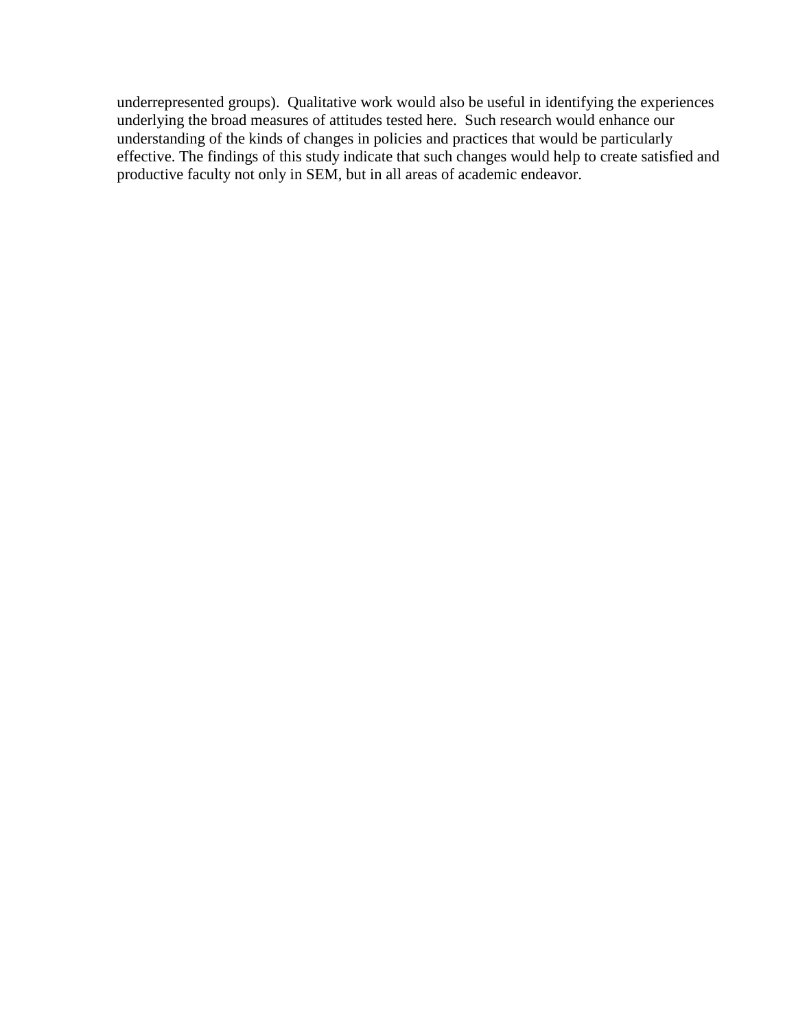underrepresented groups). Qualitative work would also be useful in identifying the experiences underlying the broad measures of attitudes tested here. Such research would enhance our understanding of the kinds of changes in policies and practices that would be particularly effective. The findings of this study indicate that such changes would help to create satisfied and productive faculty not only in SEM, but in all areas of academic endeavor.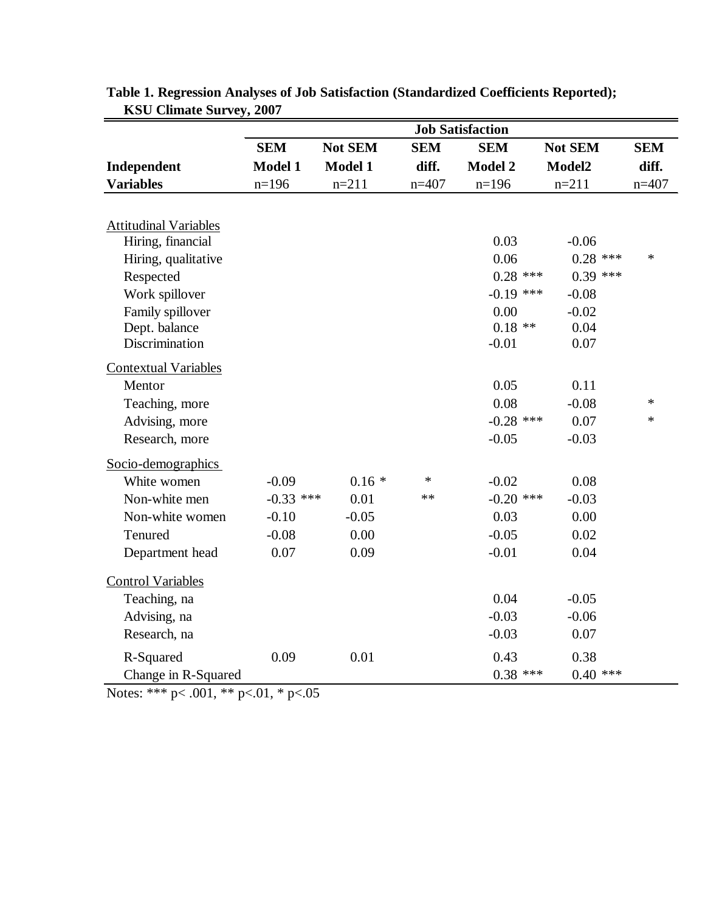**Table 1. Regression Analyses of Job Satisfaction (Standardized Coefficients Reported); KSU Climate Survey, 2007**

| Independent Variables | SEM Model 1 n=196 | Not SEM Model 1 n=211 | SEM diff. n=407 | SEM Model 2 n=196 | Not SEM Model2 n=211 | SEM diff. n=407 |
|---|---|---|---|---|---|---|
| | Job Satisfaction | | | | | |
| Attitudinal Variables | | | | | | |
| Hiring, financial | | | | 0.03 | -0.06 | |
| Hiring, qualitative | | | | 0.06 | 0.28 *** | * |
| Respected | | | | 0.28 *** | 0.39 *** | |
| Work spillover | | | | -0.19 *** | -0.08 | |
| Family spillover | | | | 0.00 | -0.02 | |
| Dept. balance | | | | 0.18 ** | 0.04 | |
| Discrimination | | | | -0.01 | 0.07 | |
| Contextual Variables | | | | | | |
| Mentor | | | | 0.05 | 0.11 | |
| Teaching, more | | | | 0.08 | -0.08 | * |
| Advising, more | | | | -0.28 *** | 0.07 | * |
| Research, more | | | | -0.05 | -0.03 | |
| Socio-demographics | | | | | | |
| White women | -0.09 | 0.16 * | * | -0.02 | 0.08 | |
| Non-white men | -0.33 *** | 0.01 | ** | -0.20 *** | -0.03 | |
| Non-white women | -0.10 | -0.05 | | 0.03 | 0.00 | |
| Tenured | -0.08 | 0.00 | | -0.05 | 0.02 | |
| Department head | 0.07 | 0.09 | | -0.01 | 0.04 | |
| Control Variables | | | | | | |
| Teaching, na | | | | 0.04 | -0.05 | |
| Advising, na | | | | -0.03 | -0.06 | |
| Research, na | | | | -0.03 | 0.07 | |
| R-Squared | 0.09 | 0.01 | | 0.43 | 0.38 | |
| Change in R-Squared | | | | 0.38 *** | 0.40 *** | |

Notes: *** p< .001, ** p<.01, * p<.05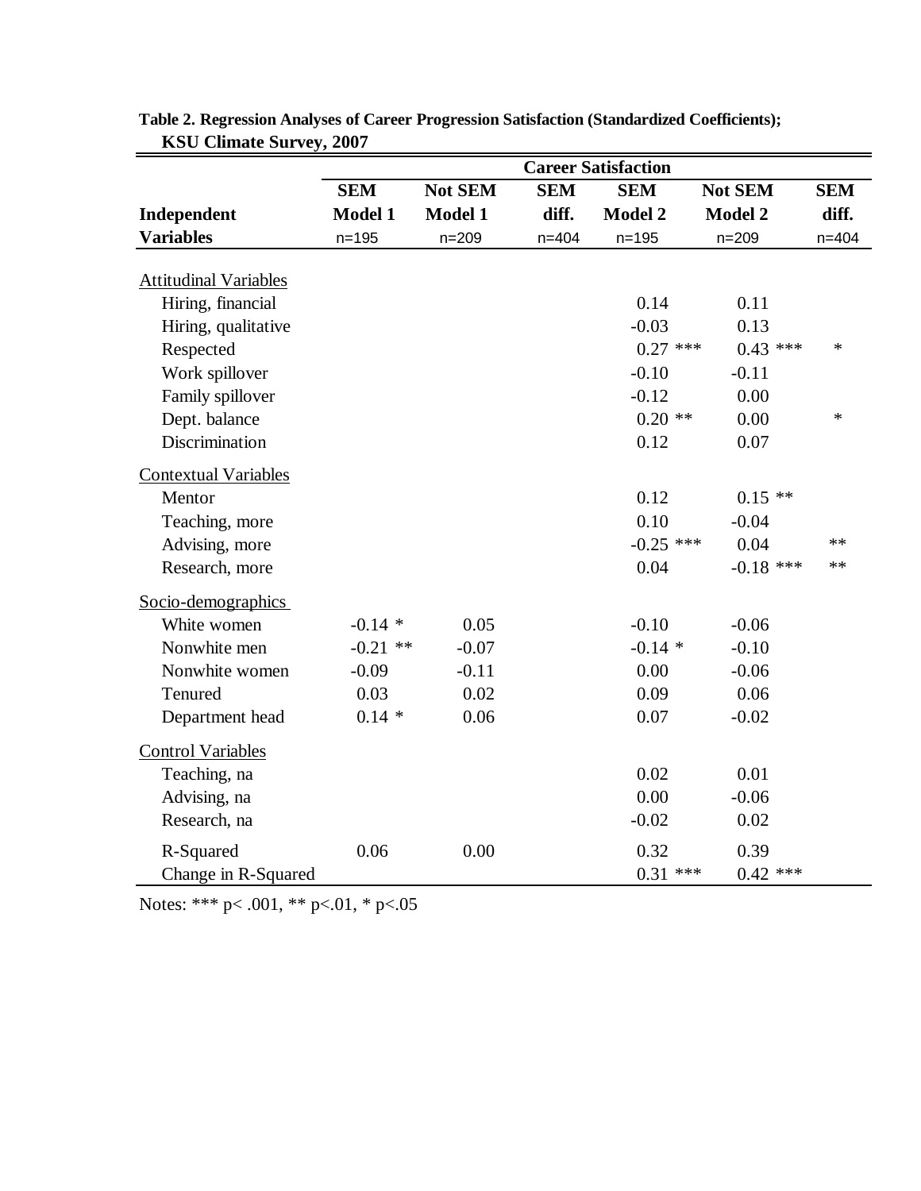**Table 2. Regression Analyses of Career Progression Satisfaction (Standardized Coefficients); KSU Climate Survey, 2007**

| | Career Satisfaction | | | | | |
|---|---|---|---|---|---|---|
| **Independent Variables** | **SEM Model 1** n=195 | **Not SEM Model 1** n=209 | **SEM diff.** n=404 | **SEM Model 2** n=195 | **Not SEM Model 2** n=209 | **SEM diff.** n=404 |
| Attitudinal Variables | | | | | | |
| Hiring, financial | | | | 0.14 | 0.11 | |
| Hiring, qualitative | | | | -0.03 | 0.13 | |
| Respected | | | | 0.27 *** | 0.43 *** | * |
| Work spillover | | | | -0.10 | -0.11 | |
| Family spillover | | | | -0.12 | 0.00 | |
| Dept. balance | | | | 0.20 ** | 0.00 | * |
| Discrimination | | | | 0.12 | 0.07 | |
| Contextual Variables | | | | | | |
| Mentor | | | | 0.12 | 0.15 ** | |
| Teaching, more | | | | 0.10 | -0.04 | |
| Advising, more | | | | -0.25 *** | 0.04 | ** |
| Research, more | | | | 0.04 | -0.18 *** | ** |
| Socio-demographics | | | | | | |
| White women | -0.14 * | 0.05 | | -0.10 | -0.06 | |
| Nonwhite men | -0.21 ** | -0.07 | | -0.14 * | -0.10 | |
| Nonwhite women | -0.09 | -0.11 | | 0.00 | -0.06 | |
| Tenured | 0.03 | 0.02 | | 0.09 | 0.06 | |
| Department head | 0.14 * | 0.06 | | 0.07 | -0.02 | |
| Control Variables | | | | | | |
| Teaching, na | | | | 0.02 | 0.01 | |
| Advising, na | | | | 0.00 | -0.06 | |
| Research, na | | | | -0.02 | 0.02 | |
| R-Squared | 0.06 | 0.00 | | 0.32 | 0.39 | |
| Change in R-Squared | | | | 0.31 *** | 0.42 *** | |

Notes: *** p< .001, ** p<.01, * p<.05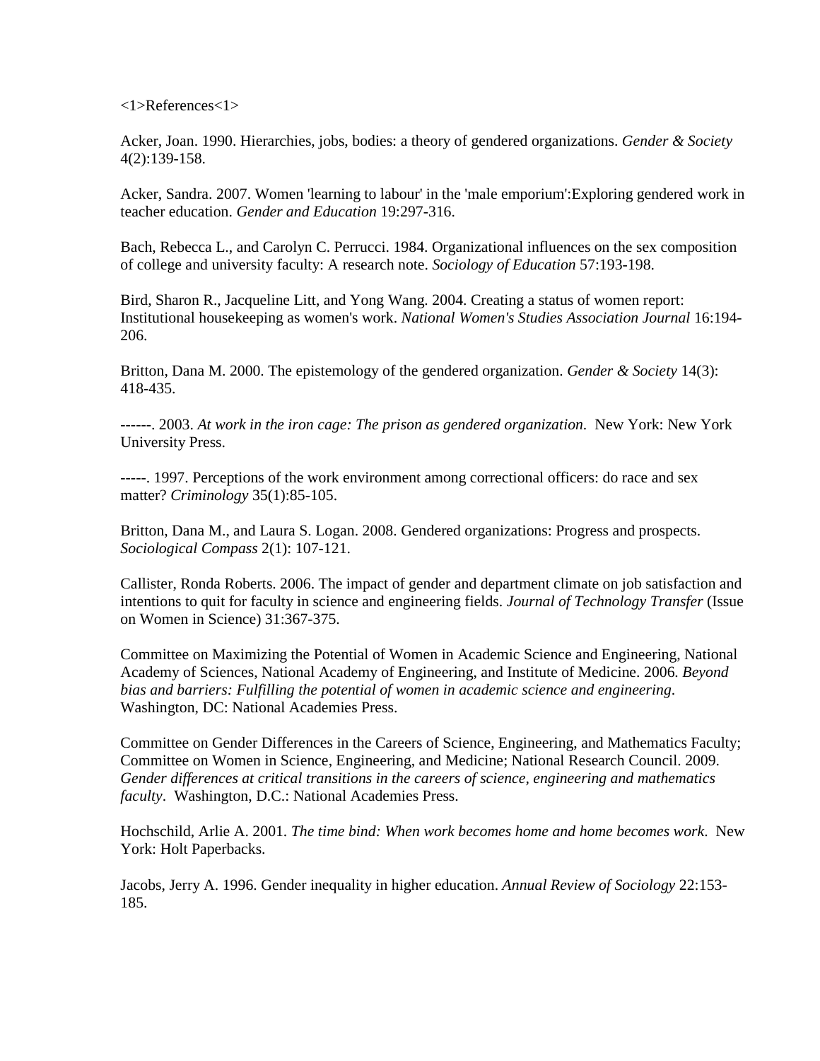<1>References<1>

Acker, Joan. 1990. Hierarchies, jobs, bodies: a theory of gendered organizations. *Gender & Society* 4(2):139-158.

Acker, Sandra. 2007. Women 'learning to labour' in the 'male emporium':Exploring gendered work in teacher education. *Gender and Education* 19:297-316.

Bach, Rebecca L., and Carolyn C. Perrucci. 1984. Organizational influences on the sex composition of college and university faculty: A research note. *Sociology of Education* 57:193-198.

Bird, Sharon R., Jacqueline Litt, and Yong Wang. 2004. Creating a status of women report: Institutional housekeeping as women's work. *National Women's Studies Association Journal* 16:194-206.

Britton, Dana M. 2000. The epistemology of the gendered organization. *Gender & Society* 14(3): 418-435.

------. 2003. *At work in the iron cage: The prison as gendered organization*. New York: New York University Press.

-----. 1997. Perceptions of the work environment among correctional officers: do race and sex matter? *Criminology* 35(1):85-105.

Britton, Dana M., and Laura S. Logan. 2008. Gendered organizations: Progress and prospects. *Sociological Compass* 2(1): 107-121.

Callister, Ronda Roberts. 2006. The impact of gender and department climate on job satisfaction and intentions to quit for faculty in science and engineering fields. *Journal of Technology Transfer* (Issue on Women in Science) 31:367-375.

Committee on Maximizing the Potential of Women in Academic Science and Engineering, National Academy of Sciences, National Academy of Engineering, and Institute of Medicine. 2006. *Beyond bias and barriers: Fulfilling the potential of women in academic science and engineering*. Washington, DC: National Academies Press.

Committee on Gender Differences in the Careers of Science, Engineering, and Mathematics Faculty; Committee on Women in Science, Engineering, and Medicine; National Research Council. 2009. *Gender differences at critical transitions in the careers of science, engineering and mathematics faculty*. Washington, D.C.: National Academies Press.

Hochschild, Arlie A. 2001. *The time bind: When work becomes home and home becomes work*. New York: Holt Paperbacks.

Jacobs, Jerry A. 1996. Gender inequality in higher education. *Annual Review of Sociology* 22:153-185.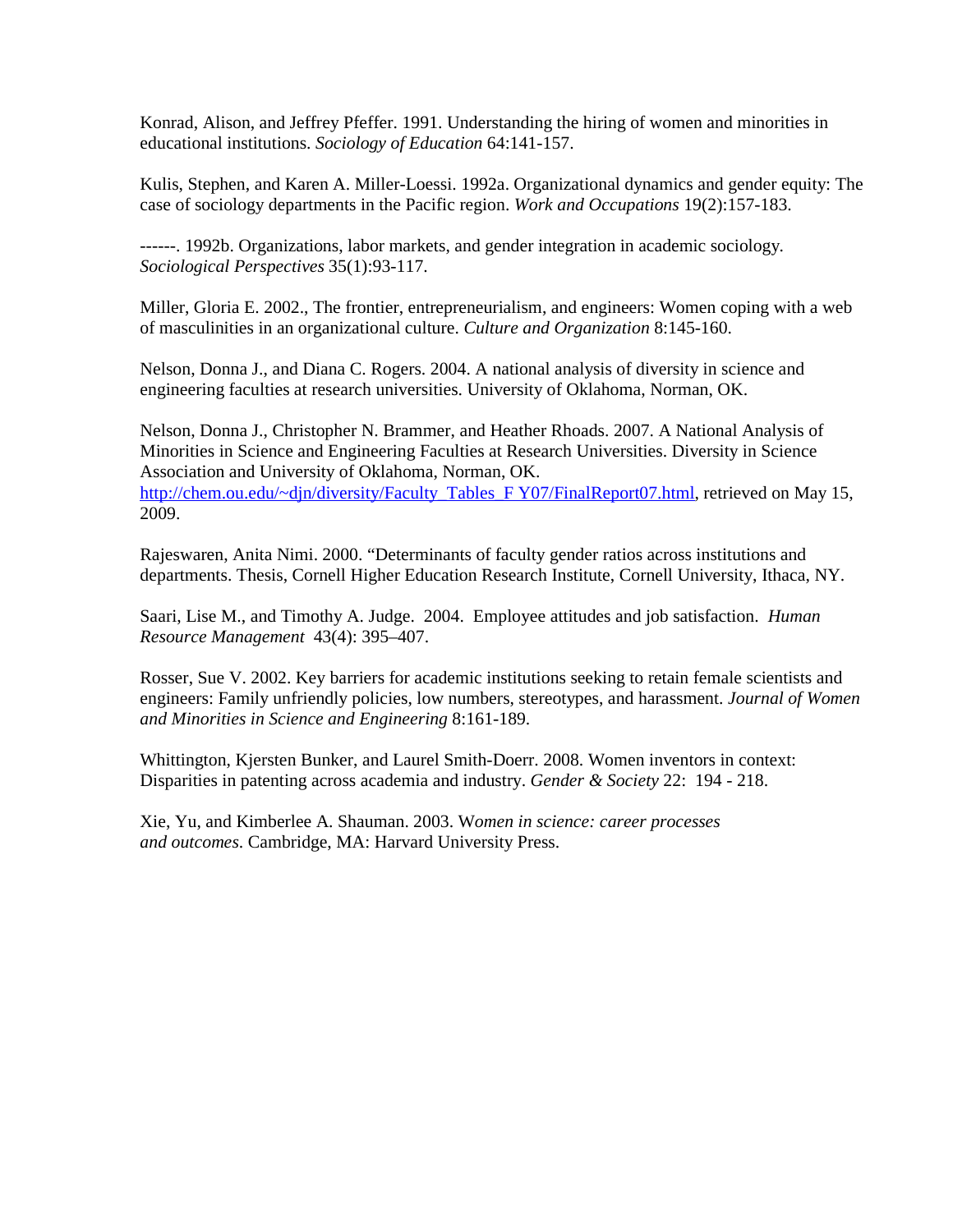Konrad, Alison, and Jeffrey Pfeffer. 1991. Understanding the hiring of women and minorities in educational institutions. *Sociology of Education* 64:141-157.

Kulis, Stephen, and Karen A. Miller-Loessi. 1992a. Organizational dynamics and gender equity: The case of sociology departments in the Pacific region. *Work and Occupations* 19(2):157-183.

------. 1992b. Organizations, labor markets, and gender integration in academic sociology. *Sociological Perspectives* 35(1):93-117.

Miller, Gloria E. 2002., The frontier, entrepreneurialism, and engineers: Women coping with a web of masculinities in an organizational culture. *Culture and Organization* 8:145-160.

Nelson, Donna J., and Diana C. Rogers. 2004. A national analysis of diversity in science and engineering faculties at research universities. University of Oklahoma, Norman, OK.

Nelson, Donna J., Christopher N. Brammer, and Heather Rhoads. 2007. A National Analysis of Minorities in Science and Engineering Faculties at Research Universities. Diversity in Science Association and University of Oklahoma, Norman, OK. http://chem.ou.edu/~djn/diversity/Faculty_Tables_F Y07/FinalReport07.html, retrieved on May 15, 2009.

Rajeswaren, Anita Nimi. 2000. "Determinants of faculty gender ratios across institutions and departments. Thesis, Cornell Higher Education Research Institute, Cornell University, Ithaca, NY.

Saari, Lise M., and Timothy A. Judge. 2004. Employee attitudes and job satisfaction. *Human Resource Management* 43(4): 395–407.

Rosser, Sue V. 2002. Key barriers for academic institutions seeking to retain female scientists and engineers: Family unfriendly policies, low numbers, stereotypes, and harassment. *Journal of Women and Minorities in Science and Engineering* 8:161-189.

Whittington, Kjersten Bunker, and Laurel Smith-Doerr. 2008. Women inventors in context: Disparities in patenting across academia and industry. *Gender & Society* 22: 194 - 218.

Xie, Yu, and Kimberlee A. Shauman. 2003. W*omen in science: career processes and outcomes*. Cambridge, MA: Harvard University Press.